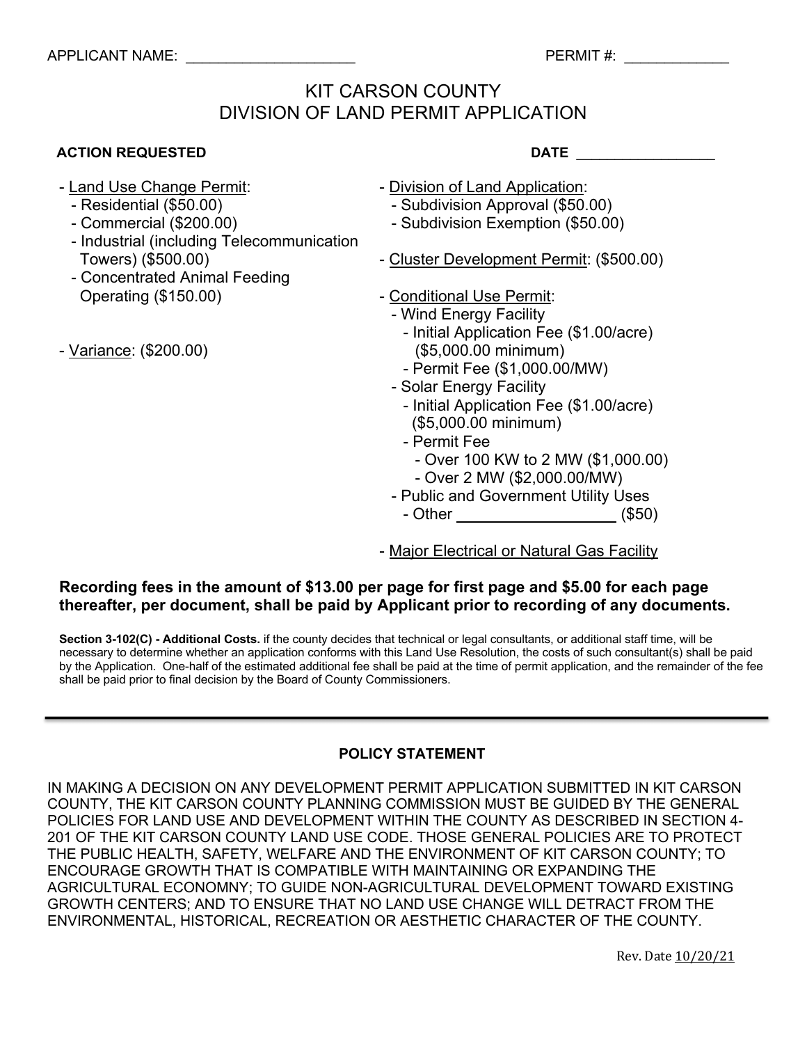APPLICANT NAME: ____________________ PERMIT #: ____________

# KIT CARSON COUNTY
# DIVISION OF LAND PERMIT APPLICATION

**ACTION REQUESTED** **DATE** ________________

- Land Use Change Permit:
  - Residential ($50.00)
  - Commercial ($200.00)
  - Industrial (including Telecommunication Towers) ($500.00)
  - Concentrated Animal Feeding Operating ($150.00)
- Variance: ($200.00)
- Division of Land Application:
  - Subdivision Approval ($50.00)
  - Subdivision Exemption ($50.00)
- Cluster Development Permit: ($500.00)
- Conditional Use Permit:
  - Wind Energy Facility
    - Initial Application Fee ($1.00/acre) ($5,000.00 minimum)
    - Permit Fee ($1,000.00/MW)
  - Solar Energy Facility
    - Initial Application Fee ($1.00/acre) ($5,000.00 minimum)
    - Permit Fee
      - Over 100 KW to 2 MW ($1,000.00)
      - Over 2 MW ($2,000.00/MW)
  - Public and Government Utility Uses
    - Other __________________ ($50)
- Major Electrical or Natural Gas Facility

**Recording fees in the amount of $13.00 per page for first page and $5.00 for each page thereafter, per document, shall be paid by Applicant prior to recording of any documents.**

**Section 3-102(C) - Additional Costs.** if the county decides that technical or legal consultants, or additional staff time, will be necessary to determine whether an application conforms with this Land Use Resolution, the costs of such consultant(s) shall be paid by the Application. One-half of the estimated additional fee shall be paid at the time of permit application, and the remainder of the fee shall be paid prior to final decision by the Board of County Commissioners.

---

## POLICY STATEMENT

IN MAKING A DECISION ON ANY DEVELOPMENT PERMIT APPLICATION SUBMITTED IN KIT CARSON COUNTY, THE KIT CARSON COUNTY PLANNING COMMISSION MUST BE GUIDED BY THE GENERAL POLICIES FOR LAND USE AND DEVELOPMENT WITHIN THE COUNTY AS DESCRIBED IN SECTION 4-201 OF THE KIT CARSON COUNTY LAND USE CODE. THOSE GENERAL POLICIES ARE TO PROTECT THE PUBLIC HEALTH, SAFETY, WELFARE AND THE ENVIRONMENT OF KIT CARSON COUNTY; TO ENCOURAGE GROWTH THAT IS COMPATIBLE WITH MAINTAINING OR EXPANDING THE AGRICULTURAL ECONOMNY; TO GUIDE NON-AGRICULTURAL DEVELOPMENT TOWARD EXISTING GROWTH CENTERS; AND TO ENSURE THAT NO LAND USE CHANGE WILL DETRACT FROM THE ENVIRONMENTAL, HISTORICAL, RECREATION OR AESTHETIC CHARACTER OF THE COUNTY.

Rev. Date 10/20/21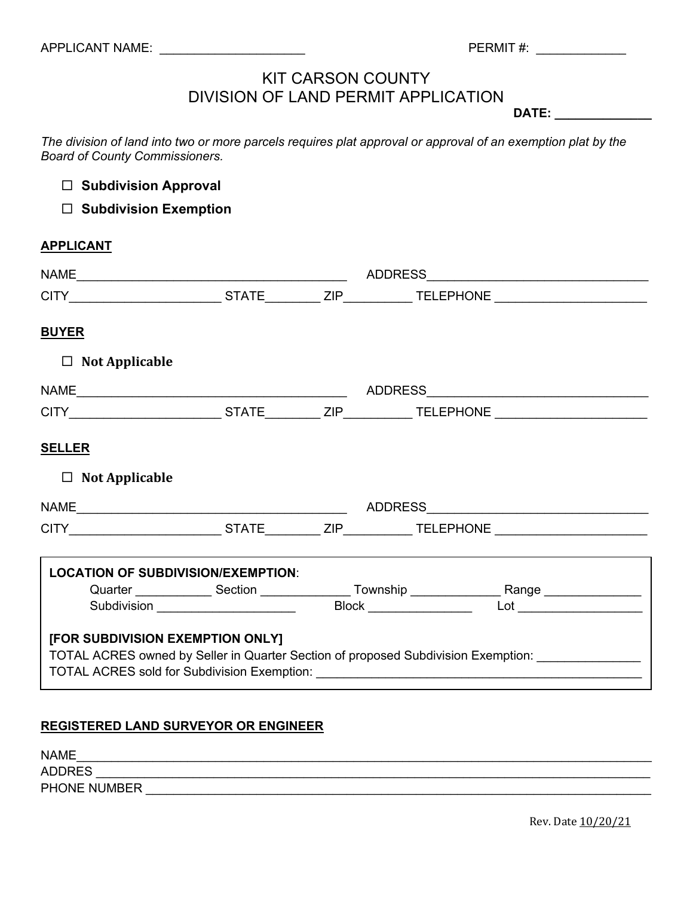APPLICANT NAME: ____________________ PERMIT #: ____________

# KIT CARSON COUNTY
# DIVISION OF LAND PERMIT APPLICATION

**DATE: _____________**

*The division of land into two or more parcels requires plat approval or approval of an exemption plat by the Board of County Commissioners.*

☐ **Subdivision Approval**

☐ **Subdivision Exemption**

**APPLICANT**

NAME______________________________________ ADDRESS_______________________________

CITY_____________________ STATE________ ZIP_________ TELEPHONE _____________________

**BUYER**

☐ **Not Applicable**

NAME______________________________________ ADDRESS_______________________________

CITY_____________________ STATE________ ZIP_________ TELEPHONE _____________________

**SELLER**

☐ **Not Applicable**

NAME______________________________________ ADDRESS_______________________________

CITY_____________________ STATE________ ZIP_________ TELEPHONE _____________________

**LOCATION OF SUBDIVISION/EXEMPTION**:

Quarter ___________ Section _____________ Township _____________ Range ______________

Subdivision ____________________ Block _______________ Lot __________________

**[FOR SUBDIVISION EXEMPTION ONLY]**

TOTAL ACRES owned by Seller in Quarter Section of proposed Subdivision Exemption: ______________

TOTAL ACRES sold for Subdivision Exemption: _____________________________________________

**REGISTERED LAND SURVEYOR OR ENGINEER**

NAME_____________________________________________________________________________

ADDRES ___________________________________________________________________________

PHONE NUMBER _____________________________________________________________________

Rev. Date 10/20/21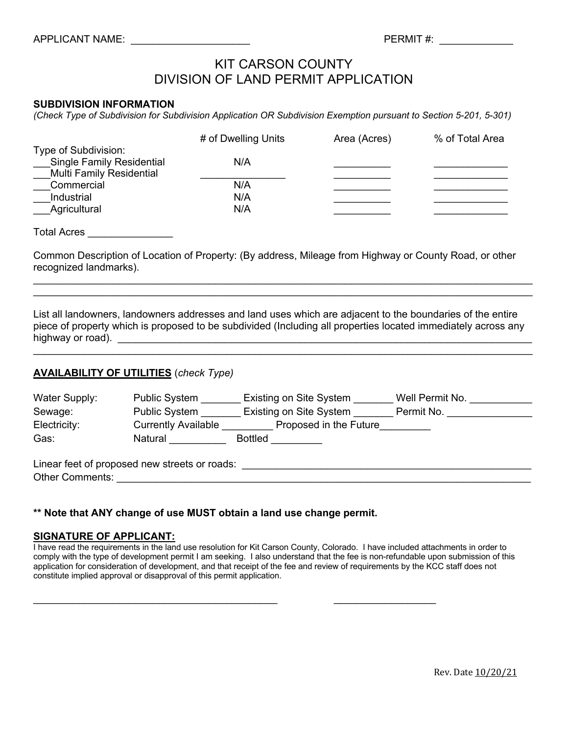APPLICANT NAME: ____________________ PERMIT #: ____________

# KIT CARSON COUNTY
# DIVISION OF LAND PERMIT APPLICATION

**SUBDIVISION INFORMATION**
*(Check Type of Subdivision for Subdivision Application OR Subdivision Exemption pursuant to Section 5-201, 5-301)*

| | # of Dwelling Units | Area (Acres) | % of Total Area |
|---|---|---|---|
| Type of Subdivision: | | | |
| ___Single Family Residential | N/A | __________ | _____________ |
| ___Multi Family Residential | _______________ | __________ | _____________ |
| ___Commercial | N/A | __________ | _____________ |
| ___Industrial | N/A | __________ | _____________ |
| ___Agricultural | N/A | __________ | _____________ |

Total Acres _______________

Common Description of Location of Property: (By address, Mileage from Highway or County Road, or other recognized landmarks).
_______________________________________________________________________________
_______________________________________________________________________________

List all landowners, landowners addresses and land uses which are adjacent to the boundaries of the entire piece of property which is proposed to be subdivided (Including all properties located immediately across any highway or road). _______________________________________________________________________________
_______________________________________________________________________________

**AVAILABILITY OF UTILITIES** (*check Type*)

Water Supply: Public System _______ Existing on Site System _______ Well Permit No. ___________
Sewage: Public System _______ Existing on Site System _______ Permit No. _______________
Electricity: Currently Available _________ Proposed in the Future_________
Gas: Natural __________ Bottled _________

Linear feet of proposed new streets or roads: _____________________________________________
Other Comments: _____________________________________________________________________

**\*\* Note that ANY change of use MUST obtain a land use change permit.**

**SIGNATURE OF APPLICANT:**
I have read the requirements in the land use resolution for Kit Carson County, Colorado. I have included attachments in order to comply with the type of development permit I am seeking. I also understand that the fee is non-refundable upon submission of this application for consideration of development, and that receipt of the fee and review of requirements by the KCC staff does not constitute implied approval or disapproval of this permit application.

_____________________________________________ ___________________

Rev. Date 10/20/21